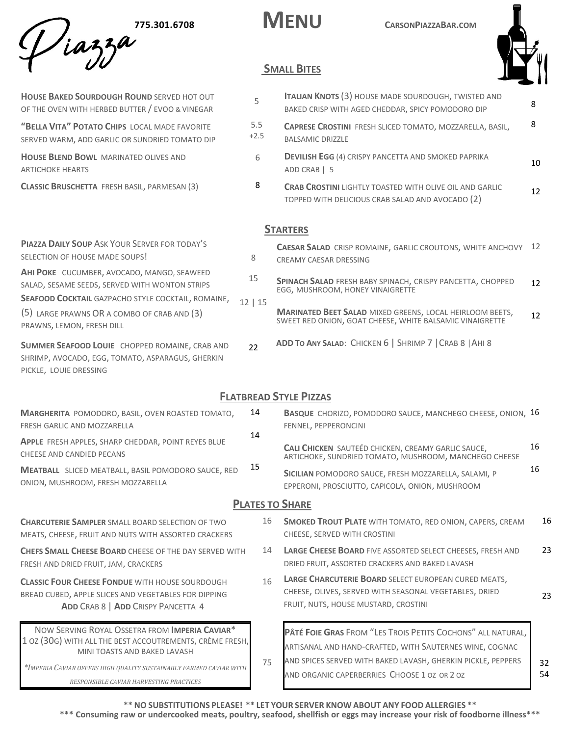Piazza

775.301.6708

# MENU

CARSONPIAZZABAR.COM

## SMALL BITES

**HOUSE BAKED SOURDOUGH ROUND** SERVED HOT OUT OF THE OVEN WITH HERBED BUTTER / EVOO & VINEGAR — 5

**"BELLA VITA" POTATO CHIPS** LOCAL MADE FAVORITE SERVED WARM, ADD GARLIC OR SUNDRIED TOMATO DIP — 5.5 +2.5

**HOUSE BLEND BOWL** MARINATED OLIVES AND ARTICHOKE HEARTS — 6

**CLASSIC BRUSCHETTA** FRESH BASIL, PARMESAN (3) — 8

**ITALIAN KNOTS** (3) HOUSE MADE SOURDOUGH, TWISTED AND BAKED CRISP WITH AGED CHEDDAR, SPICY POMODORO DIP — 8

**CAPRESE CROSTINI** FRESH SLICED TOMATO, MOZZARELLA, BASIL, BALSAMIC DRIZZLE — 8

**DEVILISH EGG** (4) CRISPY PANCETTA AND SMOKED PAPRIKA — 10
ADD CRAB | 5

**CRAB CROSTINI** LIGHTLY TOASTED WITH OLIVE OIL AND GARLIC TOPPED WITH DELICIOUS CRAB SALAD AND AVOCADO (2) — 12

## STARTERS

**PIAZZA DAILY SOUP** ASK YOUR SERVER FOR TODAY'S SELECTION OF HOUSE MADE SOUPS! — 8

**AHI POKE** CUCUMBER, AVOCADO, MANGO, SEAWEED SALAD, SESAME SEEDS, SERVED WITH WONTON STRIPS — 15

**SEAFOOD COCKTAIL** GAZPACHO STYLE COCKTAIL, ROMAINE, (5) LARGE PRAWNS OR A COMBO OF CRAB AND (3) PRAWNS, LEMON, FRESH DILL — 12 | 15

**SUMMER SEAFOOD LOUIE** CHOPPED ROMAINE, CRAB AND SHRIMP, AVOCADO, EGG, TOMATO, ASPARAGUS, GHERKIN PICKLE, LOUIE DRESSING — 22

**CAESAR SALAD** CRISP ROMAINE, GARLIC CROUTONS, WHITE ANCHOVY CREAMY CAESAR DRESSING — 12

**SPINACH SALAD** FRESH BABY SPINACH, CRISPY PANCETTA, CHOPPED EGG, MUSHROOM, HONEY VINAIGRETTE — 12

**MARINATED BEET SALAD** MIXED GREENS, LOCAL HEIRLOOM BEETS, SWEET RED ONION, GOAT CHEESE, WHITE BALSAMIC VINAIGRETTE — 12

**ADD TO ANY SALAD**: CHICKEN 6 | SHRIMP 7 | CRAB 8 | AHI 8

## FLATBREAD STYLE PIZZAS

**MARGHERITA** POMODORO, BASIL, OVEN ROASTED TOMATO, FRESH GARLIC AND MOZZARELLA — 14

**APPLE** FRESH APPLES, SHARP CHEDDAR, POINT REYES BLUE CHEESE AND CANDIED PECANS — 14

**MEATBALL** SLICED MEATBALL, BASIL POMODORO SAUCE, RED ONION, MUSHROOM, FRESH MOZZARELLA — 15

**BASQUE** CHORIZO, POMODORO SAUCE, MANCHEGO CHEESE, ONION, FENNEL, PEPPERONCINI — 16

**CALI CHICKEN** SAUTEÉD CHICKEN, CREAMY GARLIC SAUCE, ARTICHOKE, SUNDRIED TOMATO, MUSHROOM, MANCHEGO CHEESE — 16

**SICILIAN** POMODORO SAUCE, FRESH MOZZARELLA, SALAMI, PEPPERONI, PROSCIUTTO, CAPICOLA, ONION, MUSHROOM — 16

## PLATES TO SHARE

**CHARCUTERIE SAMPLER** SMALL BOARD SELECTION OF TWO MEATS, CHEESE, FRUIT AND NUTS WITH ASSORTED CRACKERS — 16

**CHEFS SMALL CHEESE BOARD** CHEESE OF THE DAY SERVED WITH FRESH AND DRIED FRUIT, JAM, CRACKERS — 14

**CLASSIC FOUR CHEESE FONDUE** WITH HOUSE SOURDOUGH BREAD CUBED, APPLE SLICES AND VEGETABLES FOR DIPPING — 16
**ADD** CRAB 8 | **ADD** CRISPY PANCETTA 4

**SMOKED TROUT PLATE** WITH TOMATO, RED ONION, CAPERS, CREAM CHEESE, SERVED WITH CROSTINI — 16

**LARGE CHEESE BOARD** FIVE ASSORTED SELECT CHEESES, FRESH AND DRIED FRUIT, ASSORTED CRACKERS AND BAKED LAVASH — 23

**LARGE CHARCUTERIE BOARD** SELECT EUROPEAN CURED MEATS, CHEESE, OLIVES, SERVED WITH SEASONAL VEGETABLES, DRIED FRUIT, NUTS, HOUSE MUSTARD, CROSTINI — 23

NOW SERVING ROYAL OSSETRA FROM **IMPERIA CAVIAR**\*
1 OZ (30G) WITH ALL THE BEST ACCOUTREMENTS, CRÈME FRESH, MINI TOASTS AND BAKED LAVASH — 75

*\*IMPERIA CAVIAR OFFERS HIGH QUALITY SUSTAINABLY FARMED CAVIAR WITH RESPONSIBLE CAVIAR HARVESTING PRACTICES*

**PÂTÉ FOIE GRAS** FROM "LES TROIS PETITS COCHONS" ALL NATURAL, ARTISANAL AND HAND-CRAFTED, WITH SAUTERNES WINE, COGNAC AND SPICES SERVED WITH BAKED LAVASH, GHERKIN PICKLE, PEPPERS AND ORGANIC CAPERBERRIES CHOOSE 1 OZ OR 2 OZ — 32 / 54

**\*\* NO SUBSTITUTIONS PLEASE! \*\* LET YOUR SERVER KNOW ABOUT ANY FOOD ALLERGIES \*\***

**\*\*\* Consuming raw or undercooked meats, poultry, seafood, shellfish or eggs may increase your risk of foodborne illness\*\*\***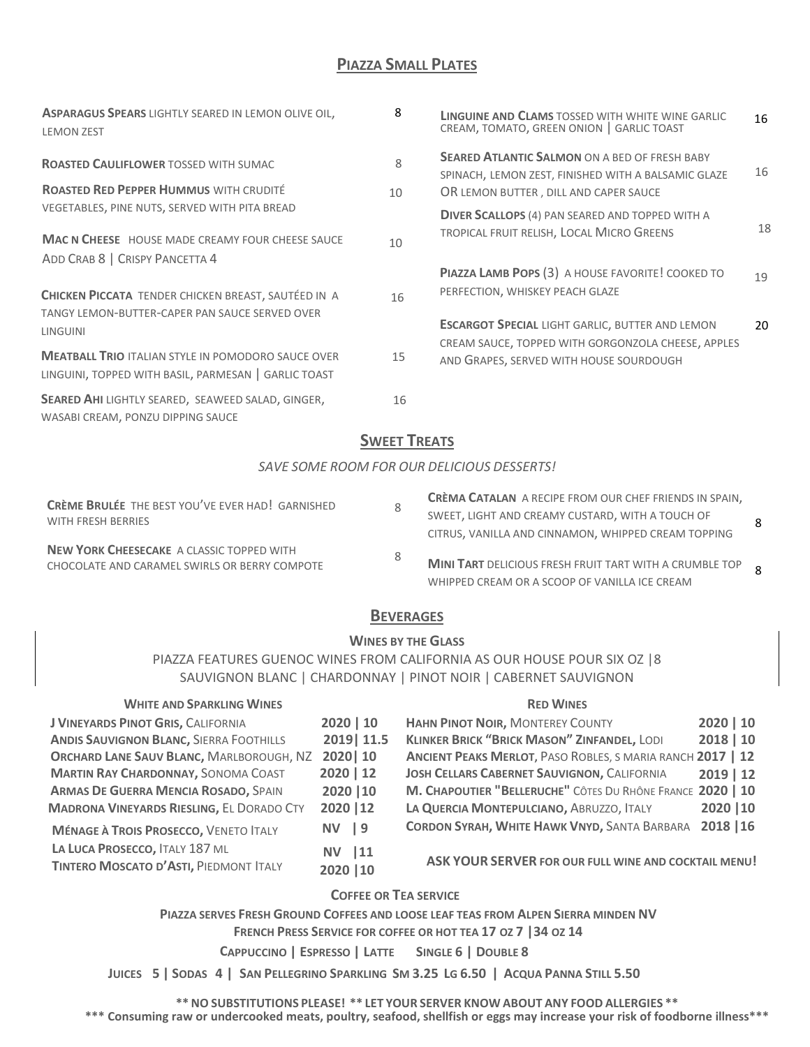## Piazza Small Plates

**Asparagus Spears** lightly seared in lemon olive oil, lemon zest — 8

**Roasted Cauliflower** tossed with sumac — 8

**Roasted Red Pepper Hummus** with crudité vegetables, pine nuts, served with pita bread — 10

**Mac N Cheese** house made creamy four cheese sauce — 10
Add Crab 8 | Crispy Pancetta 4

**Chicken Piccata** tender chicken breast, sautéed in a tangy lemon-butter-caper pan sauce served over linguini — 16

**Meatball Trio** Italian style in pomodoro sauce over linguini, topped with basil, parmesan | garlic toast — 15

**Seared Ahi** lightly seared, seaweed salad, ginger, wasabi cream, ponzu dipping sauce — 16

**Linguine and Clams** tossed with white wine garlic cream, tomato, green onion | garlic toast — 16

**Seared Atlantic Salmon** on a bed of fresh baby spinach, lemon zest, finished with a balsamic glaze OR lemon butter, dill and caper sauce — 16

**Diver Scallops** (4) pan seared and topped with a tropical fruit relish, Local Micro Greens — 18

**Piazza Lamb Pops** (3) a house favorite! cooked to perfection, whiskey peach glaze — 19

**Escargot Special** light garlic, butter and lemon cream sauce, topped with gorgonzola cheese, apples and Grapes, served with house sourdough — 20

## Sweet Treats

*Save some room for our delicious desserts!*

**Crème Brulée** the best you've ever had! Garnished with fresh berries — 8

**New York Cheesecake** a classic topped with chocolate and caramel swirls or berry compote — 8

**Crèma Catalan** a recipe from our chef friends in Spain, sweet, light and creamy custard, with a touch of citrus, vanilla and cinnamon, whipped cream topping — 8

**Mini Tart** delicious fresh fruit tart with a crumble top whipped cream or a scoop of vanilla ice cream — 8

## Beverages

### Wines by the Glass

Piazza features Guenoc wines from California as our house pour six oz |8
Sauvignon Blanc | Chardonnay | Pinot Noir | Cabernet Sauvignon

#### White and Sparkling Wines

| | |
|---|---|
| **J Vineyards Pinot Gris,** California | **2020 \| 10** |
| **Andis Sauvignon Blanc,** Sierra Foothills | **2019\| 11.5** |
| **Orchard Lane Sauv Blanc,** Marlborough, NZ | **2020\| 10** |
| **Martin Ray Chardonnay,** Sonoma Coast | **2020 \| 12** |
| **Armas De Guerra Mencia Rosado,** Spain | **2020 \|10** |
| **Madrona Vineyards Riesling,** El Dorado Cty | **2020 \|12** |
| **Ménage à Trois Prosecco,** Veneto Italy | **NV \| 9** |
| **La Luca Prosecco,** Italy 187 ml | **NV \|11** |
| **Tintero Moscato d'Asti,** Piedmont Italy | **2020 \|10** |

#### Red Wines

| | |
|---|---|
| **Hahn Pinot Noir,** Monterey County | **2020 \| 10** |
| **Klinker Brick "Brick Mason" Zinfandel,** Lodi | **2018 \| 10** |
| **Ancient Peaks Merlot,** Paso Robles, S Maria Ranch | **2017 \| 12** |
| **Josh Cellars Cabernet Sauvignon,** California | **2019 \| 12** |
| **M. Chapoutier "Belleruche"** Côtes Du Rhône France | **2020 \| 10** |
| **La Quercia Montepulciano,** Abruzzo, Italy | **2020 \|10** |
| **Cordon Syrah, White Hawk Vnyd,** Santa Barbara | **2018 \|16** |

**Ask your server for our full wine and cocktail menu!**

### Coffee or Tea Service

**Piazza serves Fresh Ground Coffees and loose leaf teas from Alpen Sierra Minden NV**

**French Press Service for coffee or hot tea 17 oz 7 |34 oz 14**

**Cappuccino | Espresso | Latte Single 6 | Double 8**

**Juices 5 | Sodas 4 | San Pellegrino Sparkling Sm 3.25 Lg 6.50 | Acqua Panna Still 5.50**

**** No substitutions please! ** Let your server know about any food allergies ****

***** Consuming raw or undercooked meats, poultry, seafood, shellfish or eggs may increase your risk of foodborne illness*****